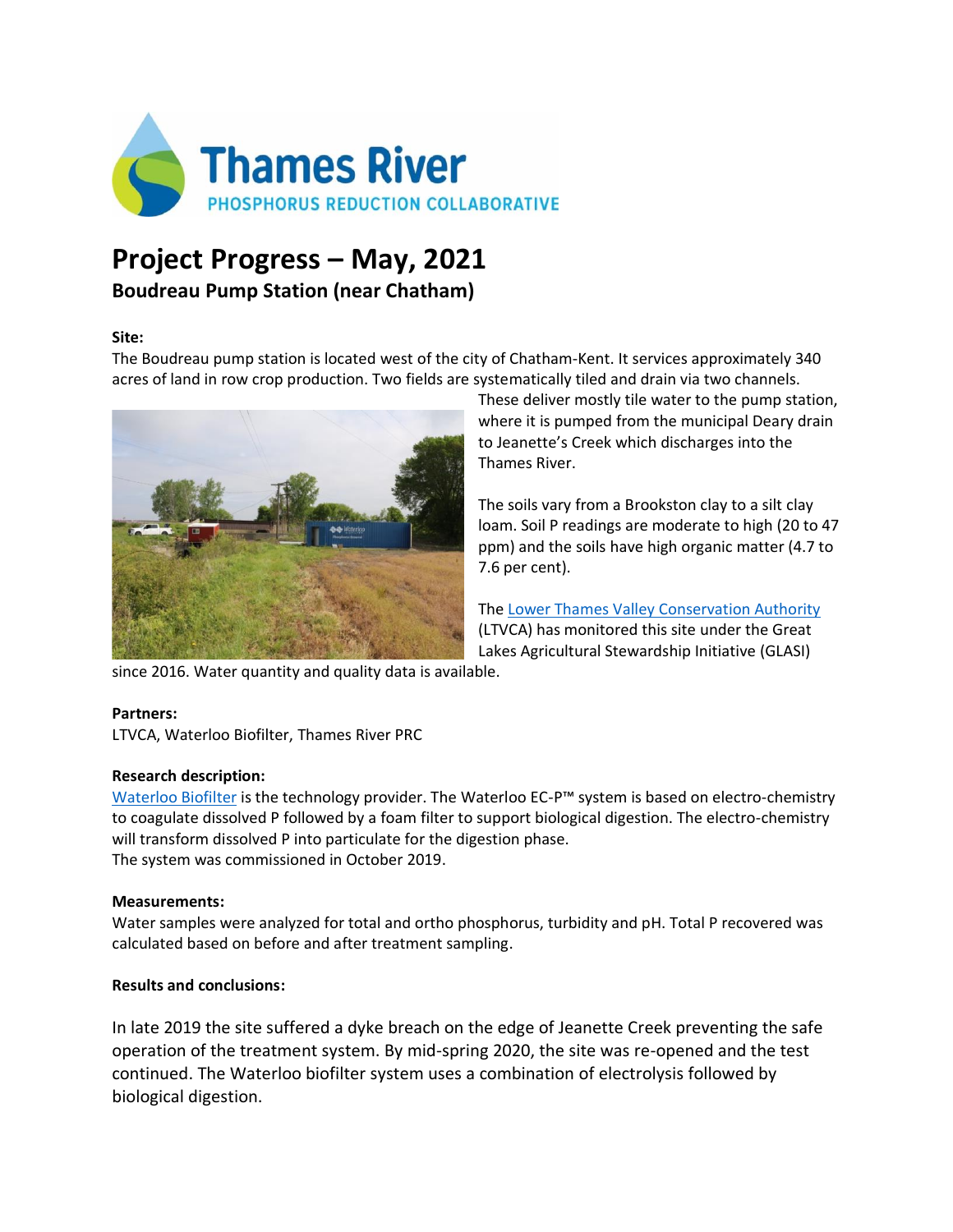# Project Progress – May, 2021

## Boudreau Pump Station (near Chatham)

**Site:**

The Boudreau pump station is located west of the city of Chatham-Kent. It services approximately 340 acres of land in row crop production. Two fields are systematically tiled and drain via two channels. These deliver mostly tile water to the pump station, where it is pumped from the municipal Deary drain to Jeanette's Creek which discharges into the Thames River.

The soils vary from a Brookston clay to a silt clay loam. Soil P readings are moderate to high (20 to 47 ppm) and the soils have high organic matter (4.7 to 7.6 per cent).

The Lower Thames Valley Conservation Authority (LTVCA) has monitored this site under the Great Lakes Agricultural Stewardship Initiative (GLASI) since 2016. Water quantity and quality data is available.

**Partners:**

LTVCA, Waterloo Biofilter, Thames River PRC

**Research description:**

Waterloo Biofilter is the technology provider. The Waterloo EC-P™ system is based on electro-chemistry to coagulate dissolved P followed by a foam filter to support biological digestion. The electro-chemistry will transform dissolved P into particulate for the digestion phase.
The system was commissioned in October 2019.

**Measurements:**

Water samples were analyzed for total and ortho phosphorus, turbidity and pH. Total P recovered was calculated based on before and after treatment sampling.

**Results and conclusions:**

In late 2019 the site suffered a dyke breach on the edge of Jeanette Creek preventing the safe operation of the treatment system. By mid-spring 2020, the site was re-opened and the test continued. The Waterloo biofilter system uses a combination of electrolysis followed by biological digestion.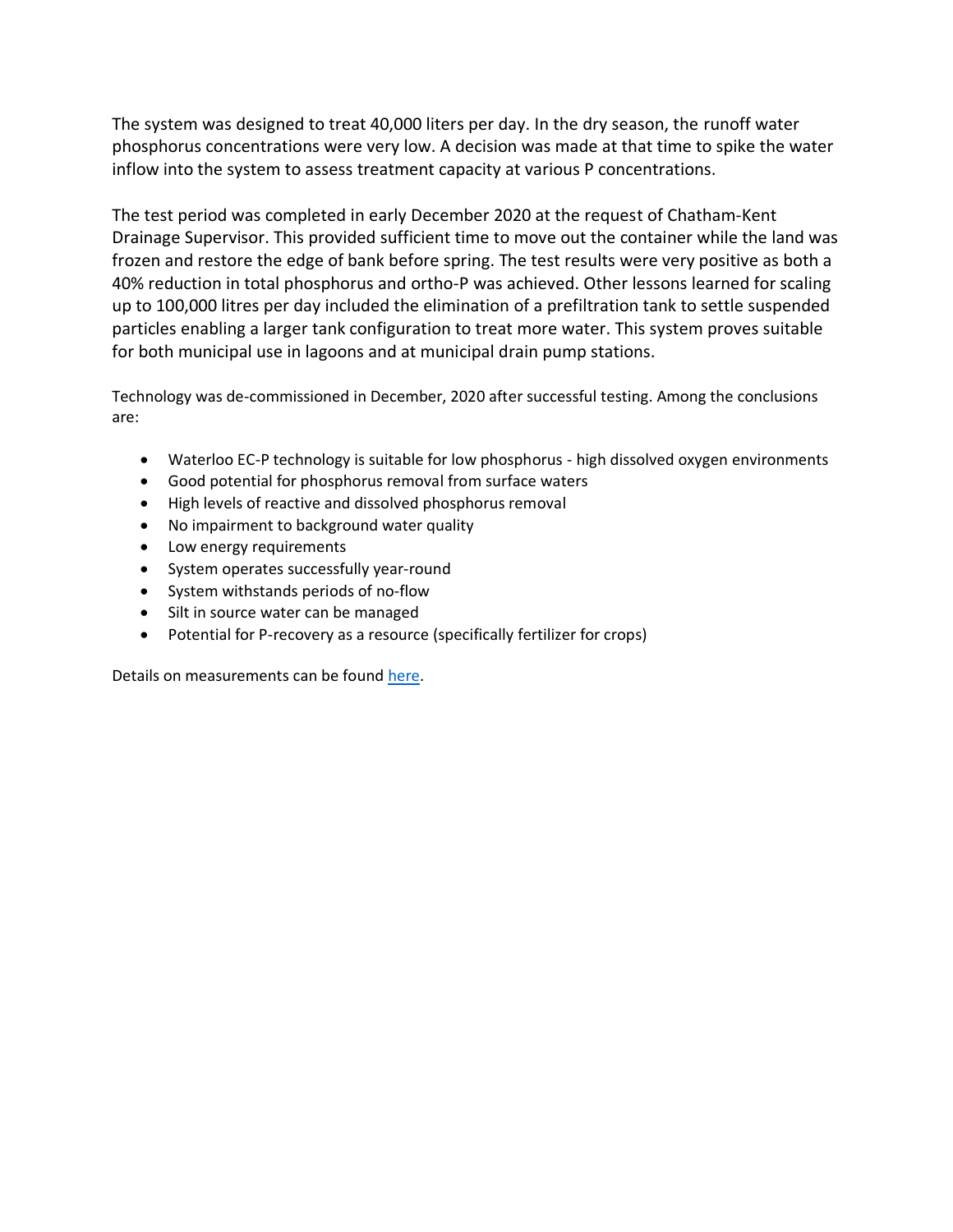The system was designed to treat 40,000 liters per day. In the dry season, the runoff water phosphorus concentrations were very low. A decision was made at that time to spike the water inflow into the system to assess treatment capacity at various P concentrations.

The test period was completed in early December 2020 at the request of Chatham-Kent Drainage Supervisor. This provided sufficient time to move out the container while the land was frozen and restore the edge of bank before spring. The test results were very positive as both a 40% reduction in total phosphorus and ortho-P was achieved. Other lessons learned for scaling up to 100,000 litres per day included the elimination of a prefiltration tank to settle suspended particles enabling a larger tank configuration to treat more water. This system proves suitable for both municipal use in lagoons and at municipal drain pump stations.

Technology was de-commissioned in December, 2020 after successful testing. Among the conclusions are:

- Waterloo EC-P technology is suitable for low phosphorus - high dissolved oxygen environments
- Good potential for phosphorus removal from surface waters
- High levels of reactive and dissolved phosphorus removal
- No impairment to background water quality
- Low energy requirements
- System operates successfully year-round
- System withstands periods of no-flow
- Silt in source water can be managed
- Potential for P-recovery as a resource (specifically fertilizer for crops)

Details on measurements can be found here.